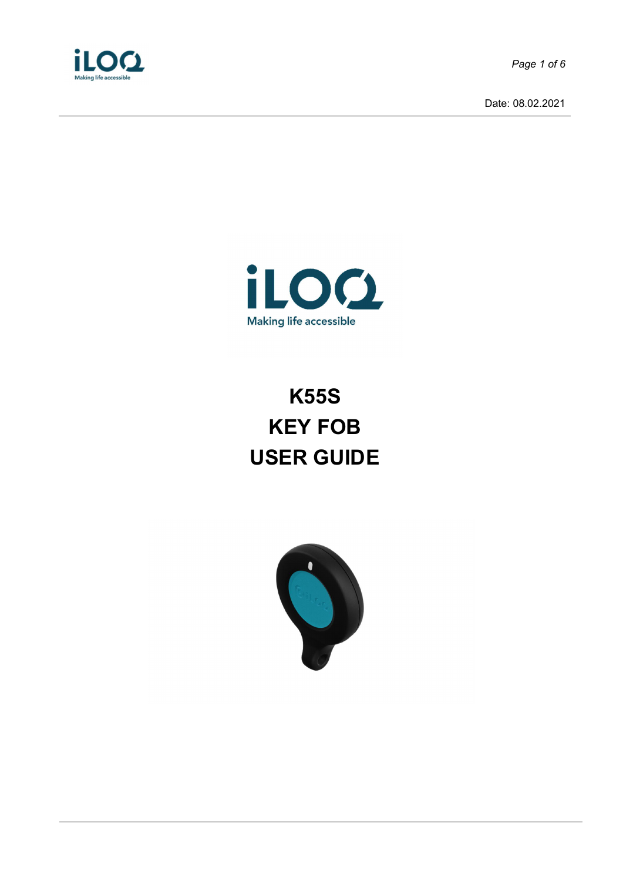Date: 08.02.2021

# K55S
# KEY FOB
# USER GUIDE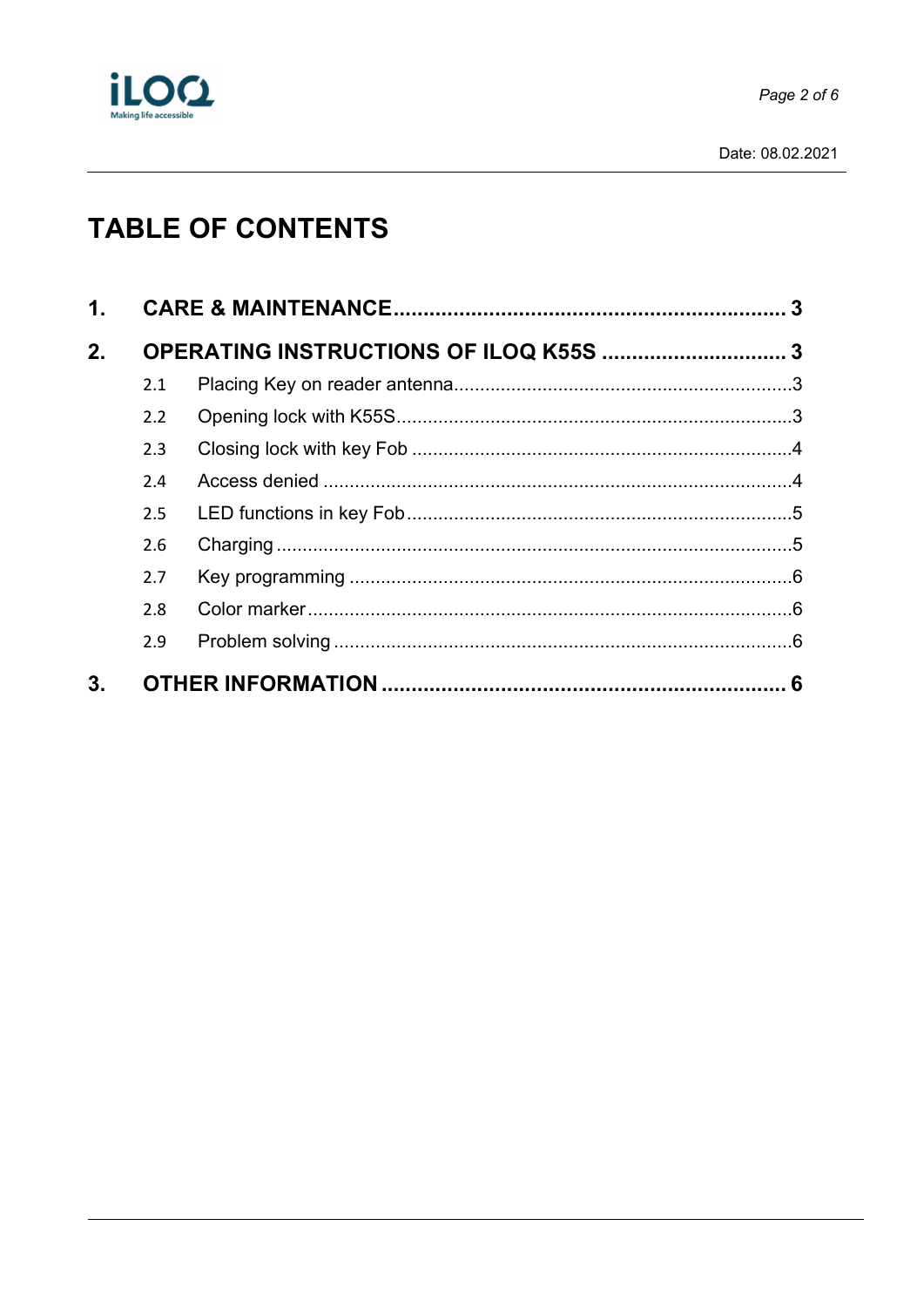# TABLE OF CONTENTS

1. **CARE & MAINTENANCE** ..... 3
2. **OPERATING INSTRUCTIONS OF ILOQ K55S** ..... 3
   - 2.1 Placing Key on reader antenna ..... 3
   - 2.2 Opening lock with K55S ..... 3
   - 2.3 Closing lock with key Fob ..... 4
   - 2.4 Access denied ..... 4
   - 2.5 LED functions in key Fob ..... 5
   - 2.6 Charging ..... 5
   - 2.7 Key programming ..... 6
   - 2.8 Color marker ..... 6
   - 2.9 Problem solving ..... 6
3. **OTHER INFORMATION** ..... 6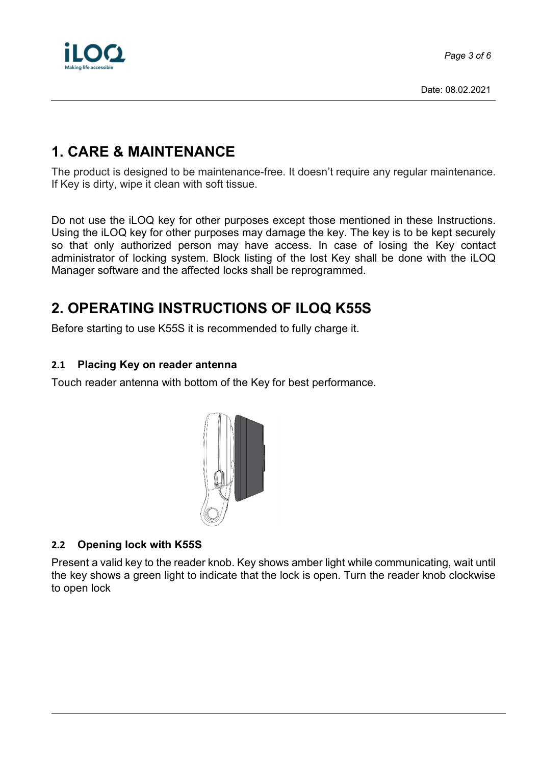# 1. CARE & MAINTENANCE

The product is designed to be maintenance-free. It doesn’t require any regular maintenance. If Key is dirty, wipe it clean with soft tissue.

Do not use the iLOQ key for other purposes except those mentioned in these Instructions. Using the iLOQ key for other purposes may damage the key. The key is to be kept securely so that only authorized person may have access. In case of losing the Key contact administrator of locking system. Block listing of the lost Key shall be done with the iLOQ Manager software and the affected locks shall be reprogrammed.

# 2. OPERATING INSTRUCTIONS OF ILOQ K55S

Before starting to use K55S it is recommended to fully charge it.

### 2.1 Placing Key on reader antenna

Touch reader antenna with bottom of the Key for best performance.

### 2.2 Opening lock with K55S

Present a valid key to the reader knob. Key shows amber light while communicating, wait until the key shows a green light to indicate that the lock is open. Turn the reader knob clockwise to open lock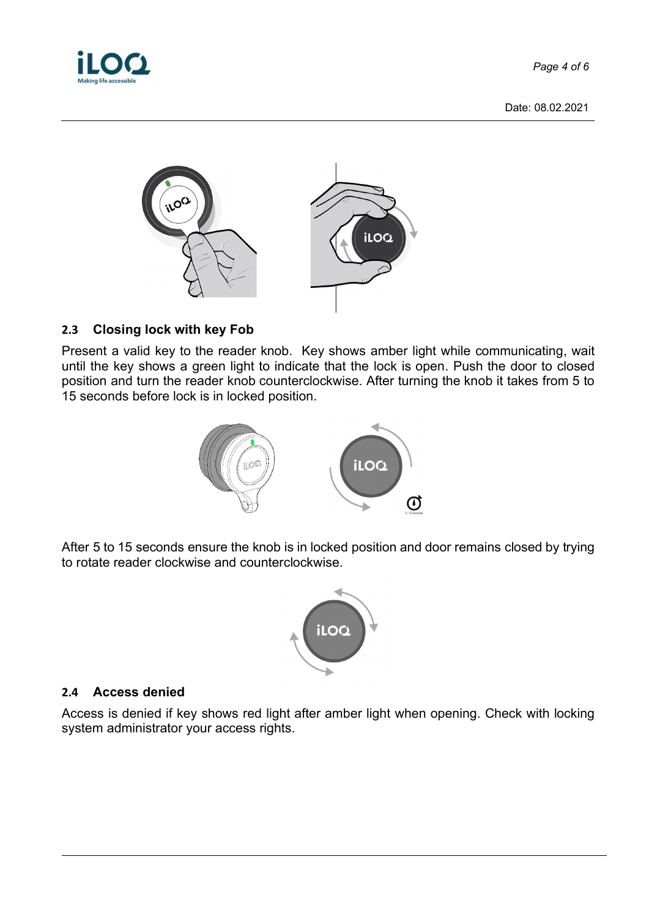## 2.3 Closing lock with key Fob

Present a valid key to the reader knob. Key shows amber light while communicating, wait until the key shows a green light to indicate that the lock is open. Push the door to closed position and turn the reader knob counterclockwise. After turning the knob it takes from 5 to 15 seconds before lock is in locked position.

After 5 to 15 seconds ensure the knob is in locked position and door remains closed by trying to rotate reader clockwise and counterclockwise.

## 2.4 Access denied

Access is denied if key shows red light after amber light when opening. Check with locking system administrator your access rights.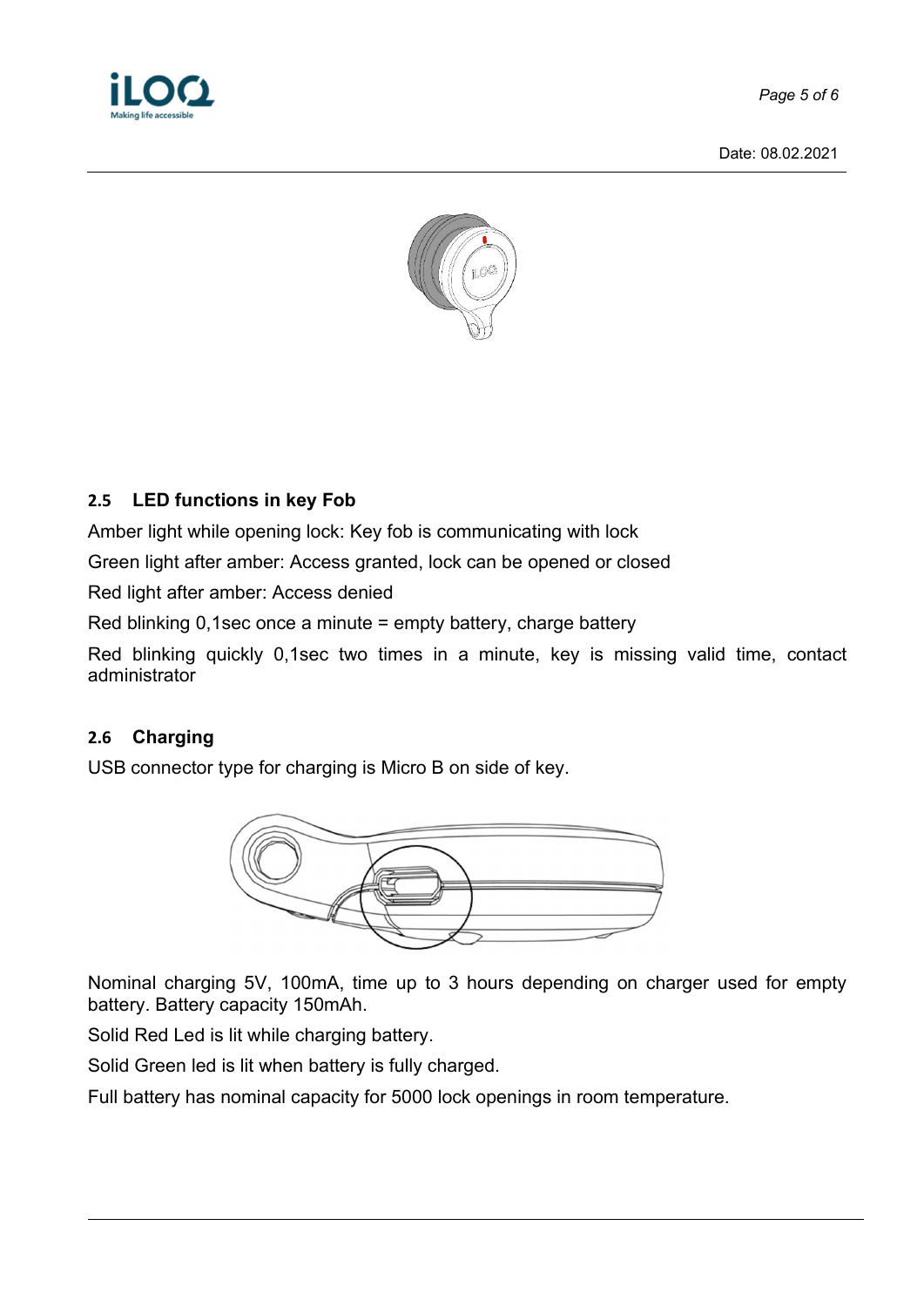## 2.5 LED functions in key Fob

Amber light while opening lock: Key fob is communicating with lock

Green light after amber: Access granted, lock can be opened or closed

Red light after amber: Access denied

Red blinking 0,1sec once a minute = empty battery, charge battery

Red blinking quickly 0,1sec two times in a minute, key is missing valid time, contact administrator

## 2.6 Charging

USB connector type for charging is Micro B on side of key.

Nominal charging 5V, 100mA, time up to 3 hours depending on charger used for empty battery. Battery capacity 150mAh.

Solid Red Led is lit while charging battery.

Solid Green led is lit when battery is fully charged.

Full battery has nominal capacity for 5000 lock openings in room temperature.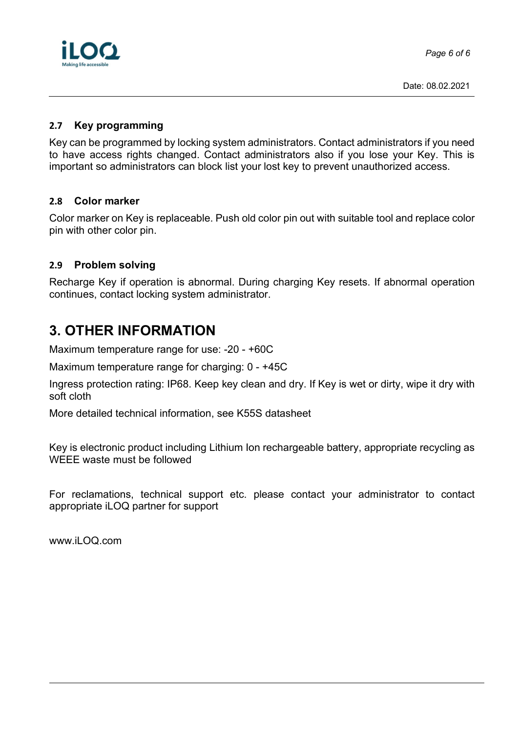### 2.7 Key programming

Key can be programmed by locking system administrators. Contact administrators if you need to have access rights changed. Contact administrators also if you lose your Key. This is important so administrators can block list your lost key to prevent unauthorized access.

### 2.8 Color marker

Color marker on Key is replaceable. Push old color pin out with suitable tool and replace color pin with other color pin.

### 2.9 Problem solving

Recharge Key if operation is abnormal. During charging Key resets. If abnormal operation continues, contact locking system administrator.

## 3. OTHER INFORMATION

Maximum temperature range for use: -20 - +60C

Maximum temperature range for charging: 0 - +45C

Ingress protection rating: IP68. Keep key clean and dry. If Key is wet or dirty, wipe it dry with soft cloth

More detailed technical information, see K55S datasheet

Key is electronic product including Lithium Ion rechargeable battery, appropriate recycling as WEEE waste must be followed

For reclamations, technical support etc. please contact your administrator to contact appropriate iLOQ partner for support

www.iLOQ.com